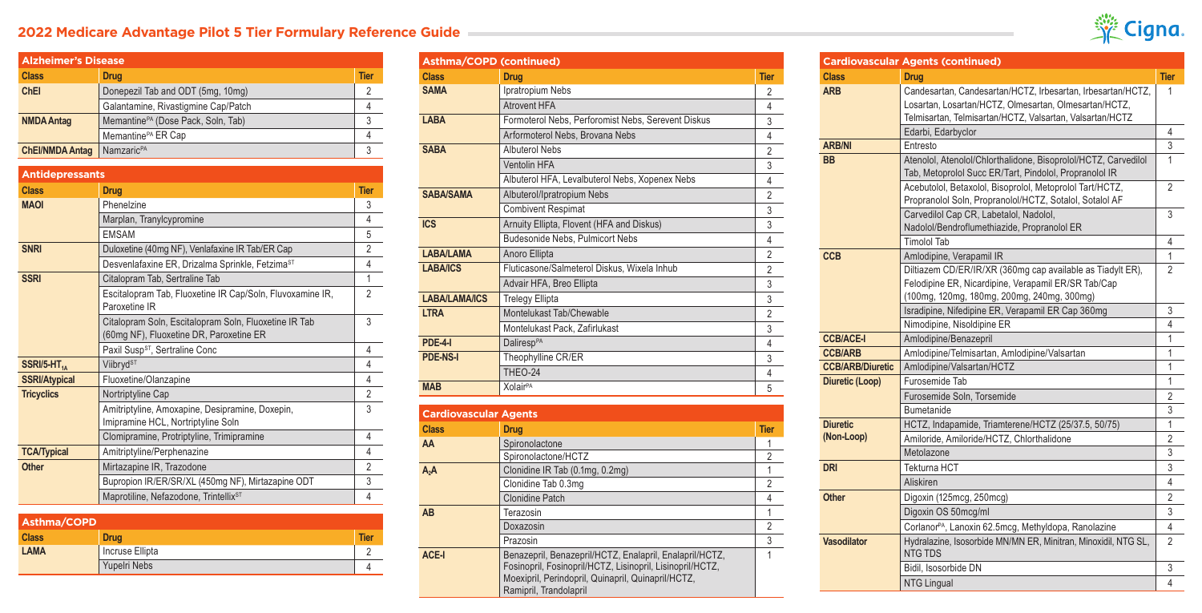# 2022 Medicare Advantage Pilot 5 Tier Formulary Reference Guide

## Alzheimer's Disease

| Class | Drug | Tier |
|---|---|---|
| ChEI | Donepezil Tab and ODT (5mg, 10mg) | 2 |
| | Galantamine, Rivastigmine Cap/Patch | 4 |
| NMDA Antag | Memantine[PA] (Dose Pack, Soln, Tab) | 3 |
| | Memantine[PA] ER Cap | 4 |
| ChEI/NMDA Antag | Namzaric[PA] | 3 |

## Antidepressants

| Class | Drug | Tier |
|---|---|---|
| MAOI | Phenelzine | 3 |
| | Marplan, Tranylcypromine | 4 |
| | EMSAM | 5 |
| SNRI | Duloxetine (40mg NF), Venlafaxine IR Tab/ER Cap | 2 |
| | Desvenlafaxine ER, Drizalma Sprinkle, Fetzima[ST] | 4 |
| SSRI | Citalopram Tab, Sertraline Tab | 1 |
| | Escitalopram Tab, Fluoxetine IR Cap/Soln, Fluvoxamine IR, Paroxetine IR | 2 |
| | Citalopram Soln, Escitalopram Soln, Fluoxetine IR Tab (60mg NF), Fluoxetine DR, Paroxetine ER | 3 |
| | Paxil Susp[ST], Sertraline Conc | 4 |
| SSRI/5-HT$_{1A}$ | Viibryd[ST] | 4 |
| SSRI/Atypical | Fluoxetine/Olanzapine | 4 |
| Tricyclics | Nortriptyline Cap | 2 |
| | Amitriptyline, Amoxapine, Desipramine, Doxepin, Imipramine HCL, Nortriptyline Soln | 3 |
| | Clomipramine, Protriptyline, Trimipramine | 4 |
| TCA/Typical | Amitriptyline/Perphenazine | 4 |
| Other | Mirtazapine IR, Trazodone | 2 |
| | Bupropion IR/ER/SR/XL (450mg NF), Mirtazapine ODT | 3 |
| | Maprotiline, Nefazodone, Trintellix[ST] | 4 |

## Asthma/COPD

| Class | Drug | Tier |
|---|---|---|
| LAMA | Incruse Ellipta | 2 |
| | Yupelri Nebs | 4 |

## Asthma/COPD (continued)

| Class | Drug | Tier |
|---|---|---|
| SAMA | Ipratropium Nebs | 2 |
| | Atrovent HFA | 4 |
| LABA | Formoterol Nebs, Perforomist Nebs, Serevent Diskus | 3 |
| | Arformoterol Nebs, Brovana Nebs | 4 |
| SABA | Albuterol Nebs | 2 |
| | Ventolin HFA | 3 |
| | Albuterol HFA, Levalbuterol Nebs, Xopenex Nebs | 4 |
| SABA/SAMA | Albuterol/Ipratropium Nebs | 2 |
| | Combivent Respimat | 3 |
| ICS | Arnuity Ellipta, Flovent (HFA and Diskus) | 3 |
| | Budesonide Nebs, Pulmicort Nebs | 4 |
| LABA/LAMA | Anoro Ellipta | 2 |
| LABA/ICS | Fluticasone/Salmeterol Diskus, Wixela Inhub | 2 |
| | Advair HFA, Breo Ellipta | 3 |
| LABA/LAMA/ICS | Trelegy Ellipta | 3 |
| LTRA | Montelukast Tab/Chewable | 2 |
| | Montelukast Pack, Zafirlukast | 3 |
| PDE-4-I | Daliresp[PA] | 4 |
| PDE-NS-I | Theophylline CR/ER | 3 |
| | THEO-24 | 4 |
| MAB | Xolair[PA] | 5 |

## Cardiovascular Agents

| Class | Drug | Tier |
|---|---|---|
| AA | Spironolactone | 1 |
| | Spironolactone/HCTZ | 2 |
| A$_2$A | Clonidine IR Tab (0.1mg, 0.2mg) | 1 |
| | Clonidine Tab 0.3mg | 2 |
| | Clonidine Patch | 4 |
| AB | Terazosin | 1 |
| | Doxazosin | 2 |
| | Prazosin | 3 |
| ACE-I | Benazepril, Benazepril/HCTZ, Enalapril, Enalapril/HCTZ, Fosinopril, Fosinopril/HCTZ, Lisinopril, Lisinopril/HCTZ, Moexipril, Perindopril, Quinapril, Quinapril/HCTZ, Ramipril, Trandolapril | 1 |

## Cardiovascular Agents (continued)

| Class | Drug | Tier |
|---|---|---|
| ARB | Candesartan, Candesartan/HCTZ, Irbesartan, Irbesartan/HCTZ, Losartan, Losartan/HCTZ, Olmesartan, Olmesartan/HCTZ, Telmisartan, Telmisartan/HCTZ, Valsartan, Valsartan/HCTZ | 1 |
| | Edarbi, Edarbyclor | 4 |
| ARB/NI | Entresto | 3 |
| BB | Atenolol, Atenolol/Chlorthalidone, Bisoprolol/HCTZ, Carvedilol Tab, Metoprolol Succ ER/Tart, Pindolol, Propranolol IR | 1 |
| | Acebutolol, Betaxolol, Bisoprolol, Metoprolol Tart/HCTZ, Propranolol Soln, Propranolol/HCTZ, Sotalol, Sotalol AF | 2 |
| | Carvedilol Cap CR, Labetalol, Nadolol, Nadolol/Bendroflumethiazide, Propranolol ER | 3 |
| | Timolol Tab | 4 |
| CCB | Amlodipine, Verapamil IR | 1 |
| | Diltiazem CD/ER/IR/XR (360mg cap available as Tiadylt ER), Felodipine ER, Nicardipine, Verapamil ER/SR Tab/Cap (100mg, 120mg, 180mg, 200mg, 240mg, 300mg) | 2 |
| | Isradipine, Nifedipine ER, Verapamil ER Cap 360mg | 3 |
| | Nimodipine, Nisoldipine ER | 4 |
| CCB/ACE-I | Amlodipine/Benazepril | 1 |
| CCB/ARB | Amlodipine/Telmisartan, Amlodipine/Valsartan | 1 |
| CCB/ARB/Diuretic | Amlodipine/Valsartan/HCTZ | 1 |
| Diuretic (Loop) | Furosemide Tab | 1 |
| | Furosemide Soln, Torsemide | 2 |
| | Bumetanide | 3 |
| Diuretic (Non-Loop) | HCTZ, Indapamide, Triamterene/HCTZ (25/37.5, 50/75) | 1 |
| | Amiloride, Amiloride/HCTZ, Chlorthalidone | 2 |
| | Metolazone | 3 |
| DRI | Tekturna HCT | 3 |
| | Aliskiren | 4 |
| Other | Digoxin (125mcg, 250mcg) | 2 |
| | Digoxin OS 50mcg/ml | 3 |
| | Corlanor[PA], Lanoxin 62.5mcg, Methyldopa, Ranolazine | 4 |
| Vasodilator | Hydralazine, Isosorbide MN/MN ER, Minitran, Minoxidil, NTG SL, NTG TDS | 2 |
| | Bidil, Isosorbide DN | 3 |
| | NTG Lingual | 4 |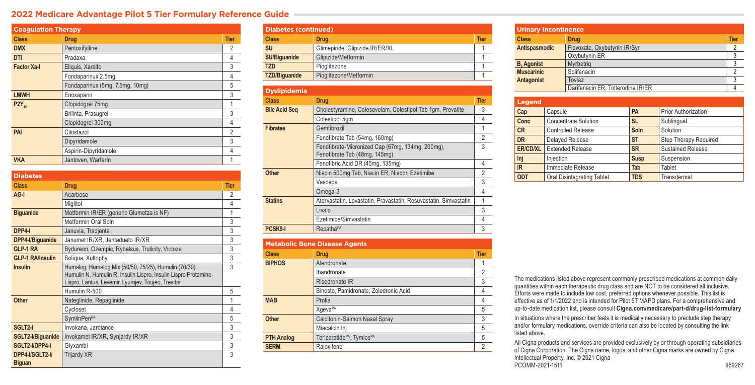# 2022 Medicare Advantage Pilot 5 Tier Formulary Reference Guide

## Coagulation Therapy

| Class | Drug | Tier |
|---|---|---|
| DMX | Pentoxifylline | 2 |
| DTI | Pradaxa | 4 |
| Factor Xa-I | Eliquis, Xarelto | 3 |
| | Fondaparinux 2.5mg | 4 |
| | Fondaparinux (5mg, 7.5mg, 10mg) | 5 |
| LMWH | Enoxaparin | 3 |
| $P2Y_{12}$ | Clopidogrel 75mg | 1 |
| | Brilinta, Prasugrel | 3 |
| | Clopidogrel 300mg | 4 |
| PAI | Cilostazol | 2 |
| | Dipyridamole | 3 |
| | Aspirin-Dipyridamole | 4 |
| VKA | Jantoven, Warfarin | 1 |

## Diabetes

| Class | Drug | Tier |
|---|---|---|
| AG-I | Acarbose | 2 |
| | Miglitol | 4 |
| Biguanide | Metformin IR/ER (generic Glumetza is NF) | 1 |
| | Metformin Oral Soln | 3 |
| DPP4-I | Januvia, Tradjenta | 3 |
| DPP4-I/Biguanide | Janumet IR/XR, Jentadueto IR/XR | 3 |
| GLP-1 RA | Bydureon, Ozempic, Rybelsus, Trulicity, Victoza | 3 |
| GLP-1 RA/Insulin | Soliqua, Xultophy | 3 |
| Insulin | Humalog, Humalog Mix (50/50, 75/25), Humulin (70/30), Humulin N, Humulin R, Insulin Lispro, Insulin Lispro Protamine-Lispro, Lantus, Levemir, Lyumjev, Toujeo, Tresiba | 3 |
| | Humulin R-500 | 5 |
| Other | Nateglinide, Repaglinide | 1 |
| | Cycloset | 4 |
| | SymlinPen[PA] | 5 |
| SGLT2-I | Invokana, Jardiance | 3 |
| SGLT2-I/Biguanide | Invokamet IR/XR, Synjardy IR/XR | 3 |
| SGLT2-I/DPP4-I | Glyxambi | 3 |
| DPP4-I/SGLT2-I/Biguan | Trijardy XR | 3 |

## Diabetes (continued)

| Class | Drug | Tier |
|---|---|---|
| SU | Glimepiride, Glipizide IR/ER/XL | 1 |
| SU/Biguanide | Glipizide/Metformin | 1 |
| TZD | Pioglitazone | 1 |
| TZD/Biguanide | Pioglitazone/Metformin | 1 |

## Dyslipidemia

| Class | Drug | Tier |
|---|---|---|
| Bile Acid Seq | Cholestyramine, Colesevelam, Colestipol Tab 1gm, Prevalite | 3 |
| | Colestipol 5gm | 4 |
| Fibrates | Gemfibrozil | 1 |
| | Fenofibrate Tab (54mg, 160mg) | 2 |
| | Fenofibrate-Micronized Cap (67mg, 134mg, 200mg), Fenofibrate Tab (48mg, 145mg) | 3 |
| | Fenofibric Acid DR (45mg, 135mg) | 4 |
| Other | Niacin 500mg Tab, Niacin ER, Niacor, Ezetimibe | 2 |
| | Vascepa | 3 |
| | Omega-3 | 4 |
| Statins | Atorvastatin, Lovastatin, Pravastatin, Rosuvastatin, Simvastatin | 1 |
| | Livalo | 3 |
| | Ezetimibe/Simvastatin | 4 |
| PCSK9-I | Repatha[PA] | 3 |

## Metabolic Bone Disease Agents

| Class | Drug | Tier |
|---|---|---|
| BIPHOS | Alendronate | 1 |
| | Ibandronate | 2 |
| | Risedronate IR | 3 |
| | Binosto, Pamidronate, Zoledronic Acid | 4 |
| MAB | Prolia | 4 |
| | Xgeva[PA] | 5 |
| Other | Calcitonin-Salmon Nasal Spray | 3 |
| | Miacalcin Inj | 5 |
| PTH Analog | Teriparatide[PA], Tymlos[PA] | 5 |
| SERM | Raloxifene | 2 |

## Urinary Incontinence

| Class | Drug | Tier |
|---|---|---|
| Antispasmodic | Flavoxate, Oxybutynin IR/Syr. | 2 |
| | Oxybutynin ER | 3 |
| $B_3$ Agonist | Myrbetriq | 3 |
| Muscarinic Antagonist | Solifenacin | 2 |
| | Toviaz | 3 |
| | Darifenacin ER, Tolterodine IR/ER | 4 |

## Legend

| | | | |
|---|---|---|---|
| Cap | Capsule | PA | Prior Authorization |
| Conc | Concentrate Solution | SL | Sublingual |
| CR | Controlled Release | Soln | Solution |
| DR | Delayed Release | ST | Step Therapy Required |
| ER/CD/XL | Extended Release | SR | Sustained Release |
| Inj | Injection | Susp | Suspension |
| IR | Immediate Release | Tab | Tablet |
| ODT | Oral Disintegrating Tablet | TDS | Transdermal |

The medications listed above represent commonly prescribed medications at common daily quantities within each therapeutic drug class and are NOT to be considered all inclusive. Efforts were made to include low cost, preferred options whenever possible. This list is effective as of 1/1/2022 and is intended for Pilot 5T MAPD plans. For a comprehensive and up-to-date medication list, please consult **Cigna.com/medicare/part-d/drug-list-formulary**

In situations where the prescriber feels it is medically necessary to preclude step therapy and/or formulary medications, override criteria can also be located by consulting the link listed above.

All Cigna products and services are provided exclusively by or through operating subsidiaries of Cigna Corporation. The Cigna name, logos, and other Cigna marks are owned by Cigna Intellectual Property, Inc. © 2021 Cigna

PCOMM-2021-1511 959267